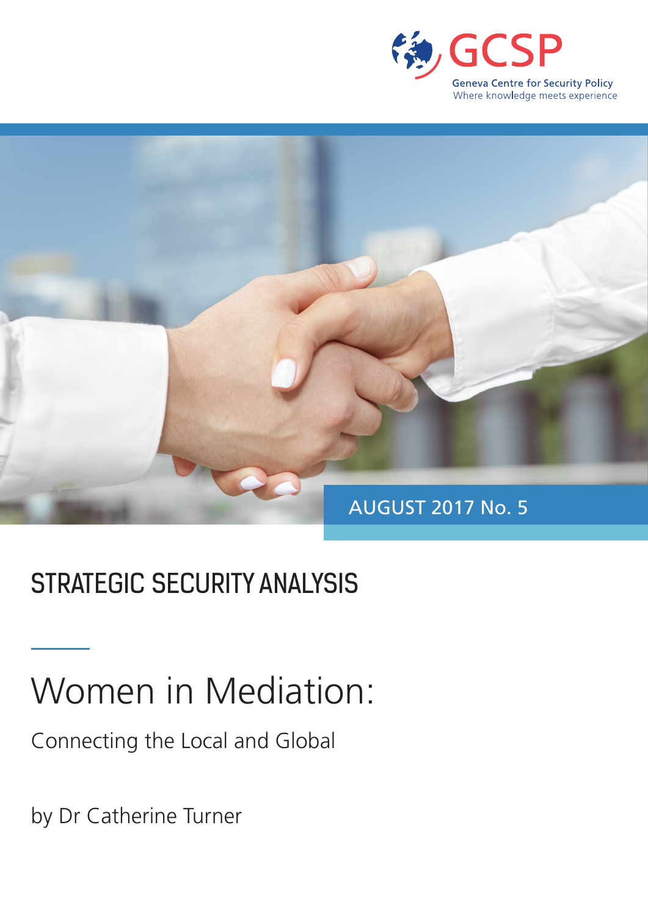GCSP

Geneva Centre for Security Policy

Where knowledge meets experience

AUGUST 2017 No. 5

STRATEGIC SECURITY ANALYSIS

# Women in Mediation:

## Connecting the Local and Global

by Dr Catherine Turner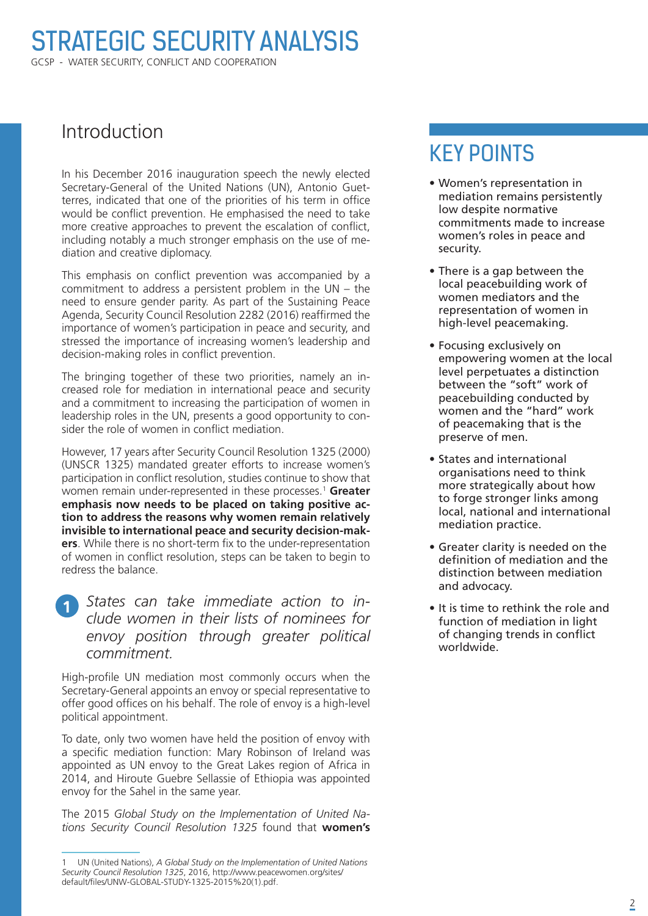## Introduction

In his December 2016 inauguration speech the newly elected Secretary-General of the United Nations (UN), Antonio Guetterres, indicated that one of the priorities of his term in office would be conflict prevention. He emphasised the need to take more creative approaches to prevent the escalation of conflict, including notably a much stronger emphasis on the use of mediation and creative diplomacy.

This emphasis on conflict prevention was accompanied by a commitment to address a persistent problem in the UN – the need to ensure gender parity. As part of the Sustaining Peace Agenda, Security Council Resolution 2282 (2016) reaffirmed the importance of women's participation in peace and security, and stressed the importance of increasing women's leadership and decision-making roles in conflict prevention.

The bringing together of these two priorities, namely an increased role for mediation in international peace and security and a commitment to increasing the participation of women in leadership roles in the UN, presents a good opportunity to consider the role of women in conflict mediation.

However, 17 years after Security Council Resolution 1325 (2000) (UNSCR 1325) mandated greater efforts to increase women's participation in conflict resolution, studies continue to show that women remain under-represented in these processes.[1] **Greater emphasis now needs to be placed on taking positive action to address the reasons why women remain relatively invisible to international peace and security decision-makers**. While there is no short-term fix to the under-representation of women in conflict resolution, steps can be taken to begin to redress the balance.

### 1 *States can take immediate action to include women in their lists of nominees for envoy position through greater political commitment.*

High-profile UN mediation most commonly occurs when the Secretary-General appoints an envoy or special representative to offer good offices on his behalf. The role of envoy is a high-level political appointment.

To date, only two women have held the position of envoy with a specific mediation function: Mary Robinson of Ireland was appointed as UN envoy to the Great Lakes region of Africa in 2014, and Hiroute Guebre Sellassie of Ethiopia was appointed envoy for the Sahel in the same year.

The 2015 *Global Study on the Implementation of United Nations Security Council Resolution 1325* found that **women's**

1 UN (United Nations), *A Global Study on the Implementation of United Nations Security Council Resolution 1325*, 2016, http://www.peacewomen.org/sites/default/files/UNW-GLOBAL-STUDY-1325-2015%20(1).pdf.

## KEY POINTS

- Women's representation in mediation remains persistently low despite normative commitments made to increase women's roles in peace and security.
- There is a gap between the local peacebuilding work of women mediators and the representation of women in high-level peacemaking.
- Focusing exclusively on empowering women at the local level perpetuates a distinction between the "soft" work of peacebuilding conducted by women and the "hard" work of peacemaking that is the preserve of men.
- States and international organisations need to think more strategically about how to forge stronger links among local, national and international mediation practice.
- Greater clarity is needed on the definition of mediation and the distinction between mediation and advocacy.
- It is time to rethink the role and function of mediation in light of changing trends in conflict worldwide.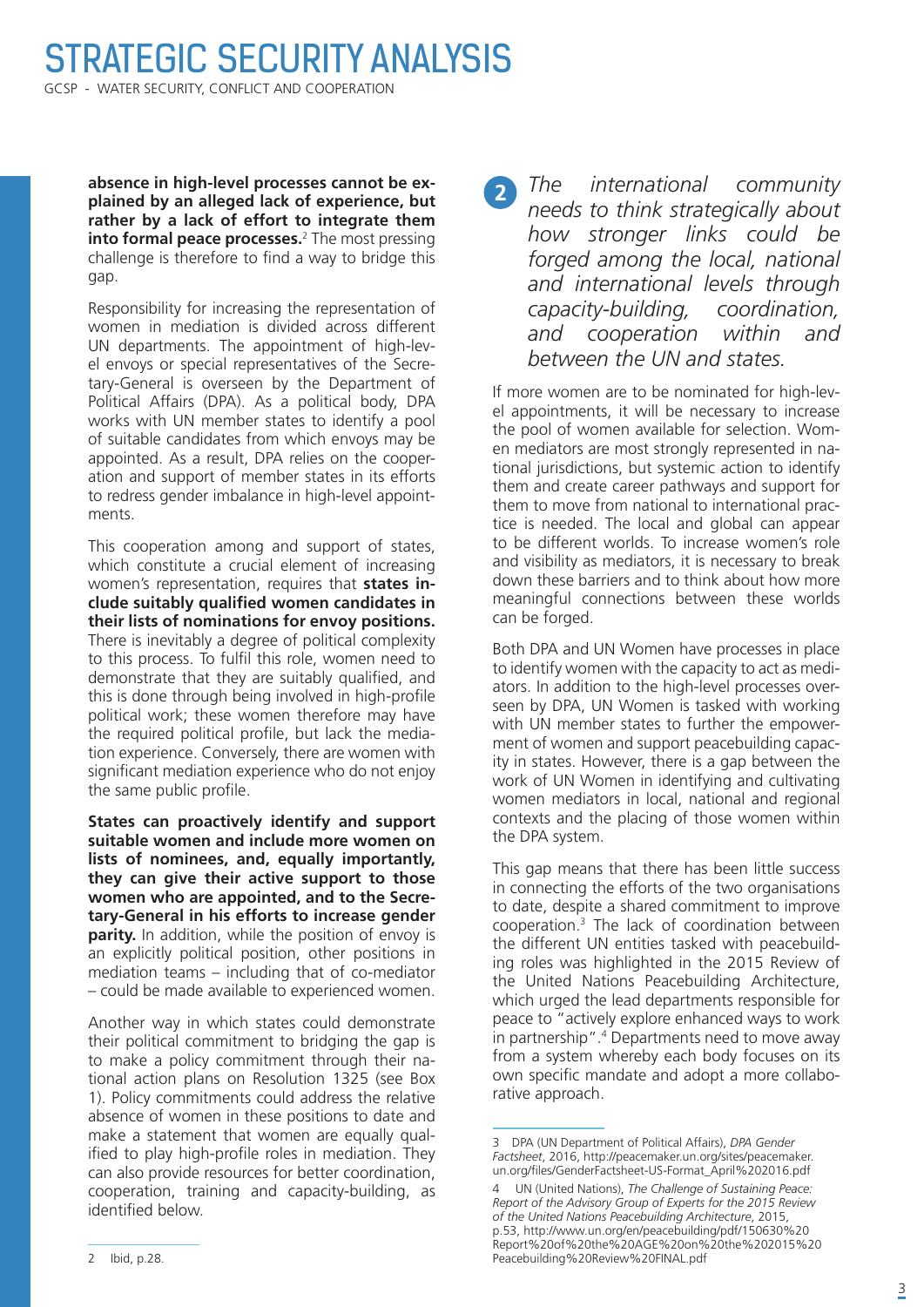**absence in high-level processes cannot be explained by an alleged lack of experience, but rather by a lack of effort to integrate them into formal peace processes.**[2] The most pressing challenge is therefore to find a way to bridge this gap.

Responsibility for increasing the representation of women in mediation is divided across different UN departments. The appointment of high-level envoys or special representatives of the Secretary-General is overseen by the Department of Political Affairs (DPA). As a political body, DPA works with UN member states to identify a pool of suitable candidates from which envoys may be appointed. As a result, DPA relies on the cooperation and support of member states in its efforts to redress gender imbalance in high-level appointments.

This cooperation among and support of states, which constitute a crucial element of increasing women's representation, requires that **states include suitably qualified women candidates in their lists of nominations for envoy positions.** There is inevitably a degree of political complexity to this process. To fulfil this role, women need to demonstrate that they are suitably qualified, and this is done through being involved in high-profile political work; these women therefore may have the required political profile, but lack the mediation experience. Conversely, there are women with significant mediation experience who do not enjoy the same public profile.

**States can proactively identify and support suitable women and include more women on lists of nominees, and, equally importantly, they can give their active support to those women who are appointed, and to the Secretary-General in his efforts to increase gender parity.** In addition, while the position of envoy is an explicitly political position, other positions in mediation teams – including that of co-mediator – could be made available to experienced women.

Another way in which states could demonstrate their political commitment to bridging the gap is to make a policy commitment through their national action plans on Resolution 1325 (see Box 1). Policy commitments could address the relative absence of women in these positions to date and make a statement that women are equally qualified to play high-profile roles in mediation. They can also provide resources for better coordination, cooperation, training and capacity-building, as identified below.

**2** *The international community needs to think strategically about how stronger links could be forged among the local, national and international levels through capacity-building, coordination, and cooperation within and between the UN and states.*

If more women are to be nominated for high-level appointments, it will be necessary to increase the pool of women available for selection. Women mediators are most strongly represented in national jurisdictions, but systemic action to identify them and create career pathways and support for them to move from national to international practice is needed. The local and global can appear to be different worlds. To increase women's role and visibility as mediators, it is necessary to break down these barriers and to think about how more meaningful connections between these worlds can be forged.

Both DPA and UN Women have processes in place to identify women with the capacity to act as mediators. In addition to the high-level processes overseen by DPA, UN Women is tasked with working with UN member states to further the empowerment of women and support peacebuilding capacity in states. However, there is a gap between the work of UN Women in identifying and cultivating women mediators in local, national and regional contexts and the placing of those women within the DPA system.

This gap means that there has been little success in connecting the efforts of the two organisations to date, despite a shared commitment to improve cooperation.[3] The lack of coordination between the different UN entities tasked with peacebuilding roles was highlighted in the 2015 Review of the United Nations Peacebuilding Architecture, which urged the lead departments responsible for peace to "actively explore enhanced ways to work in partnership".[4] Departments need to move away from a system whereby each body focuses on its own specific mandate and adopt a more collaborative approach.

---

2 Ibid, p.28.

3 DPA (UN Department of Political Affairs), *DPA Gender Factsheet*, 2016, http://peacemaker.un.org/sites/peacemaker.un.org/files/GenderFactsheet-US-Format_April%202016.pdf

4 UN (United Nations), *The Challenge of Sustaining Peace: Report of the Advisory Group of Experts for the 2015 Review of the United Nations Peacebuilding Architecture*, 2015, p.53, http://www.un.org/en/peacebuilding/pdf/150630%20Report%20of%20the%20AGE%20on%20the%202015%20Peacebuilding%20Review%20FINAL.pdf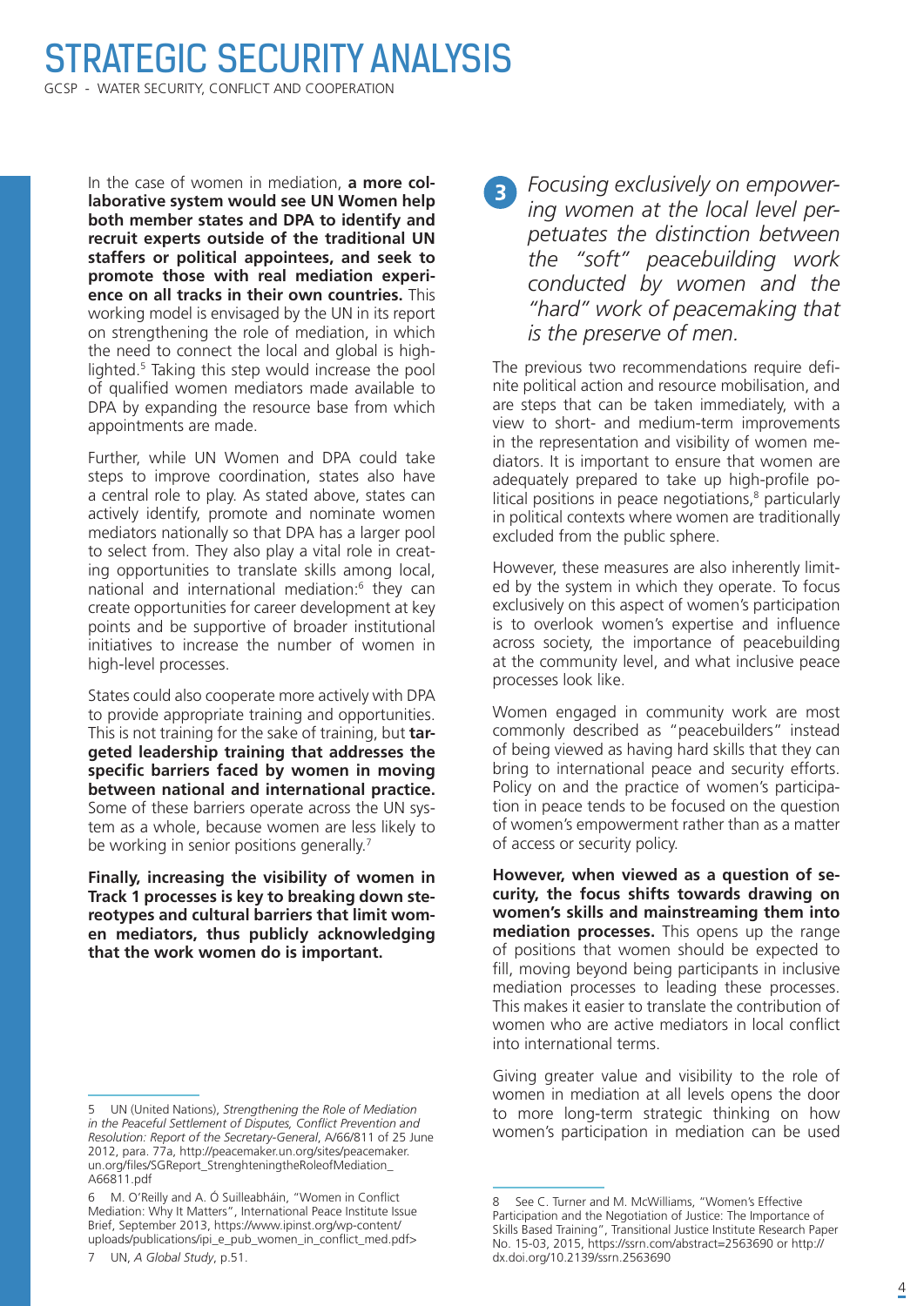In the case of women in mediation, **a more collaborative system would see UN Women help both member states and DPA to identify and recruit experts outside of the traditional UN staffers or political appointees, and seek to promote those with real mediation experience on all tracks in their own countries.** This working model is envisaged by the UN in its report on strengthening the role of mediation, in which the need to connect the local and global is highlighted.[5] Taking this step would increase the pool of qualified women mediators made available to DPA by expanding the resource base from which appointments are made.

Further, while UN Women and DPA could take steps to improve coordination, states also have a central role to play. As stated above, states can actively identify, promote and nominate women mediators nationally so that DPA has a larger pool to select from. They also play a vital role in creating opportunities to translate skills among local, national and international mediation:[6] they can create opportunities for career development at key points and be supportive of broader institutional initiatives to increase the number of women in high-level processes.

States could also cooperate more actively with DPA to provide appropriate training and opportunities. This is not training for the sake of training, but **targeted leadership training that addresses the specific barriers faced by women in moving between national and international practice.** Some of these barriers operate across the UN system as a whole, because women are less likely to be working in senior positions generally.[7]

**Finally, increasing the visibility of women in Track 1 processes is key to breaking down stereotypes and cultural barriers that limit women mediators, thus publicly acknowledging that the work women do is important.**

### 3 *Focusing exclusively on empowering women at the local level perpetuates the distinction between the "soft" peacebuilding work conducted by women and the "hard" work of peacemaking that is the preserve of men.*

The previous two recommendations require definite political action and resource mobilisation, and are steps that can be taken immediately, with a view to short- and medium-term improvements in the representation and visibility of women mediators. It is important to ensure that women are adequately prepared to take up high-profile political positions in peace negotiations,[8] particularly in political contexts where women are traditionally excluded from the public sphere.

However, these measures are also inherently limited by the system in which they operate. To focus exclusively on this aspect of women's participation is to overlook women's expertise and influence across society, the importance of peacebuilding at the community level, and what inclusive peace processes look like.

Women engaged in community work are most commonly described as "peacebuilders" instead of being viewed as having hard skills that they can bring to international peace and security efforts. Policy on and the practice of women's participation in peace tends to be focused on the question of women's empowerment rather than as a matter of access or security policy.

**However, when viewed as a question of security, the focus shifts towards drawing on women's skills and mainstreaming them into mediation processes.** This opens up the range of positions that women should be expected to fill, moving beyond being participants in inclusive mediation processes to leading these processes. This makes it easier to translate the contribution of women who are active mediators in local conflict into international terms.

Giving greater value and visibility to the role of women in mediation at all levels opens the door to more long-term strategic thinking on how women's participation in mediation can be used

---

5 UN (United Nations), *Strengthening the Role of Mediation in the Peaceful Settlement of Disputes, Conflict Prevention and Resolution: Report of the Secretary-General*, A/66/811 of 25 June 2012, para. 77a, http://peacemaker.un.org/sites/peacemaker.un.org/files/SGReport_StrenghteningtheRoleofMediation_A66811.pdf

6 M. O'Reilly and A. Ó Suilleabháin, "Women in Conflict Mediation: Why It Matters", International Peace Institute Issue Brief, September 2013, https://www.ipinst.org/wp-content/uploads/publications/ipi_e_pub_women_in_conflict_med.pdf>

7 UN, *A Global Study*, p.51.

8 See C. Turner and M. McWilliams, "Women's Effective Participation and the Negotiation of Justice: The Importance of Skills Based Training", Transitional Justice Institute Research Paper No. 15-03, 2015, https://ssrn.com/abstract=2563690 or http://dx.doi.org/10.2139/ssrn.2563690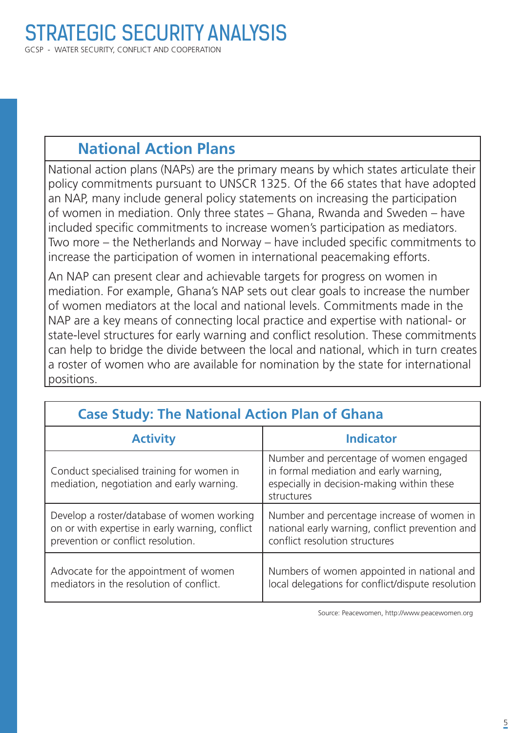## National Action Plans

National action plans (NAPs) are the primary means by which states articulate their policy commitments pursuant to UNSCR 1325. Of the 66 states that have adopted an NAP, many include general policy statements on increasing the participation of women in mediation. Only three states – Ghana, Rwanda and Sweden – have included specific commitments to increase women's participation as mediators. Two more – the Netherlands and Norway – have included specific commitments to increase the participation of women in international peacemaking efforts.

An NAP can present clear and achievable targets for progress on women in mediation. For example, Ghana's NAP sets out clear goals to increase the number of women mediators at the local and national levels. Commitments made in the NAP are a key means of connecting local practice and expertise with national- or state-level structures for early warning and conflict resolution. These commitments can help to bridge the divide between the local and national, which in turn creates a roster of women who are available for nomination by the state for international positions.

## Case Study: The National Action Plan of Ghana

| Activity | Indicator |
|---|---|
| Conduct specialised training for women in mediation, negotiation and early warning. | Number and percentage of women engaged in formal mediation and early warning, especially in decision-making within these structures |
| Develop a roster/database of women working on or with expertise in early warning, conflict prevention or conflict resolution. | Number and percentage increase of women in national early warning, conflict prevention and conflict resolution structures |
| Advocate for the appointment of women mediators in the resolution of conflict. | Numbers of women appointed in national and local delegations for conflict/dispute resolution |

Source: Peacewomen, http://www.peacewomen.org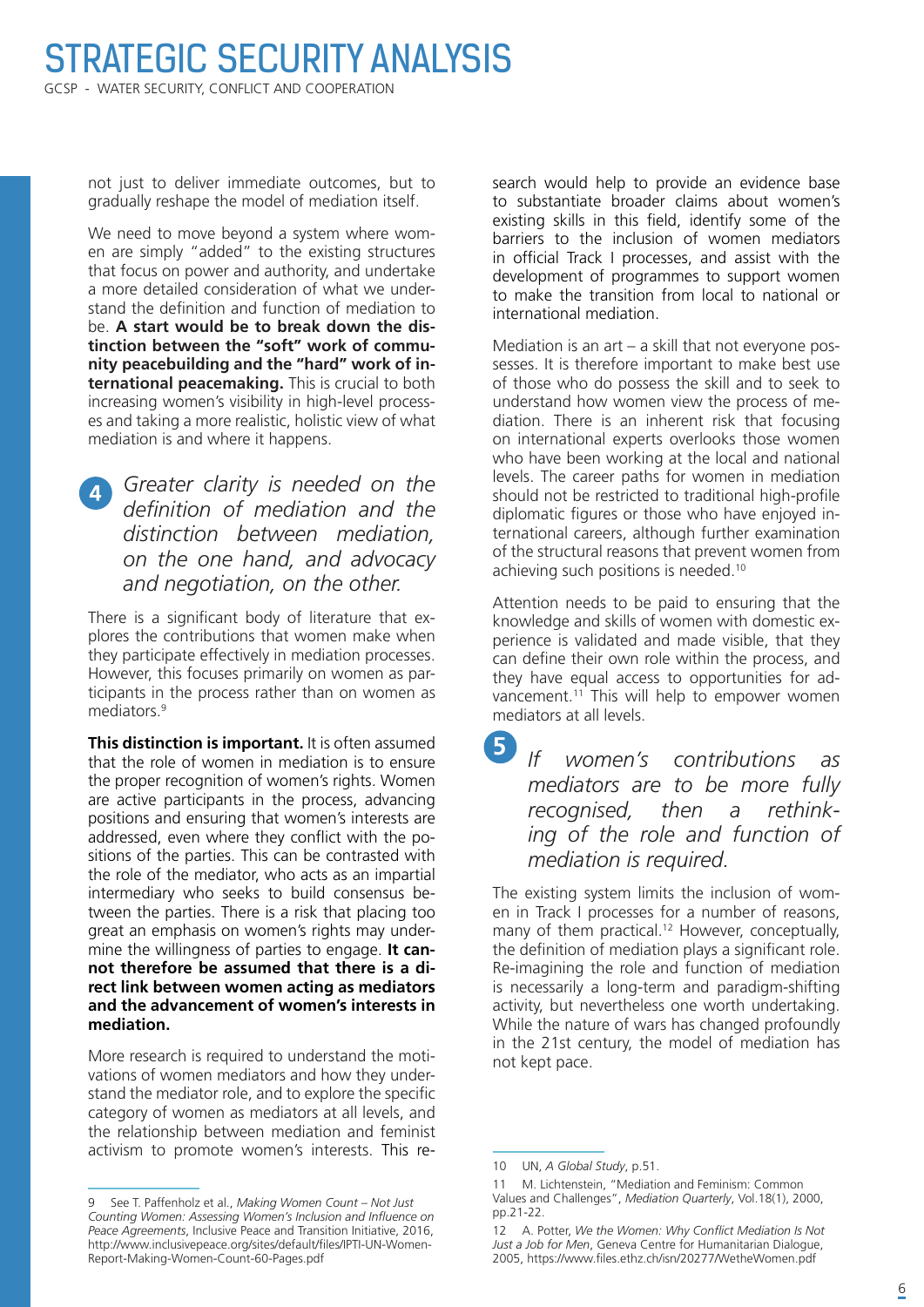not just to deliver immediate outcomes, but to gradually reshape the model of mediation itself.

We need to move beyond a system where women are simply "added" to the existing structures that focus on power and authority, and undertake a more detailed consideration of what we understand the definition and function of mediation to be. **A start would be to break down the distinction between the "soft" work of community peacebuilding and the "hard" work of international peacemaking.** This is crucial to both increasing women's visibility in high-level processes and taking a more realistic, holistic view of what mediation is and where it happens.

**4** *Greater clarity is needed on the definition of mediation and the distinction between mediation, on the one hand, and advocacy and negotiation, on the other.*

There is a significant body of literature that explores the contributions that women make when they participate effectively in mediation processes. However, this focuses primarily on women as participants in the process rather than on women as mediators.[9]

**This distinction is important.** It is often assumed that the role of women in mediation is to ensure the proper recognition of women's rights. Women are active participants in the process, advancing positions and ensuring that women's interests are addressed, even where they conflict with the positions of the parties. This can be contrasted with the role of the mediator, who acts as an impartial intermediary who seeks to build consensus between the parties. There is a risk that placing too great an emphasis on women's rights may undermine the willingness of parties to engage. **It cannot therefore be assumed that there is a direct link between women acting as mediators and the advancement of women's interests in mediation.**

More research is required to understand the motivations of women mediators and how they understand the mediator role, and to explore the specific category of women as mediators at all levels, and the relationship between mediation and feminist activism to promote women's interests. This research would help to provide an evidence base to substantiate broader claims about women's existing skills in this field, identify some of the barriers to the inclusion of women mediators in official Track I processes, and assist with the development of programmes to support women to make the transition from local to national or international mediation.

Mediation is an art – a skill that not everyone possesses. It is therefore important to make best use of those who do possess the skill and to seek to understand how women view the process of mediation. There is an inherent risk that focusing on international experts overlooks those women who have been working at the local and national levels. The career paths for women in mediation should not be restricted to traditional high-profile diplomatic figures or those who have enjoyed international careers, although further examination of the structural reasons that prevent women from achieving such positions is needed.[10]

Attention needs to be paid to ensuring that the knowledge and skills of women with domestic experience is validated and made visible, that they can define their own role within the process, and they have equal access to opportunities for advancement.[11] This will help to empower women mediators at all levels.

**5** *If women's contributions as mediators are to be more fully recognised, then a rethinking of the role and function of mediation is required.*

The existing system limits the inclusion of women in Track I processes for a number of reasons, many of them practical.[12] However, conceptually, the definition of mediation plays a significant role. Re-imagining the role and function of mediation is necessarily a long-term and paradigm-shifting activity, but nevertheless one worth undertaking. While the nature of wars has changed profoundly in the 21st century, the model of mediation has not kept pace.

---

9 See T. Paffenholz et al., *Making Women Count – Not Just Counting Women: Assessing Women's Inclusion and Influence on Peace Agreements*, Inclusive Peace and Transition Initiative, 2016, http://www.inclusivepeace.org/sites/default/files/IPTI-UN-Women-Report-Making-Women-Count-60-Pages.pdf

10 UN, *A Global Study*, p.51.

11 M. Lichtenstein, "Mediation and Feminism: Common Values and Challenges", *Mediation Quarterly*, Vol.18(1), 2000, pp.21-22.

12 A. Potter, *We the Women: Why Conflict Mediation Is Not Just a Job for Men*, Geneva Centre for Humanitarian Dialogue, 2005, https://www.files.ethz.ch/isn/20277/WetheWomen.pdf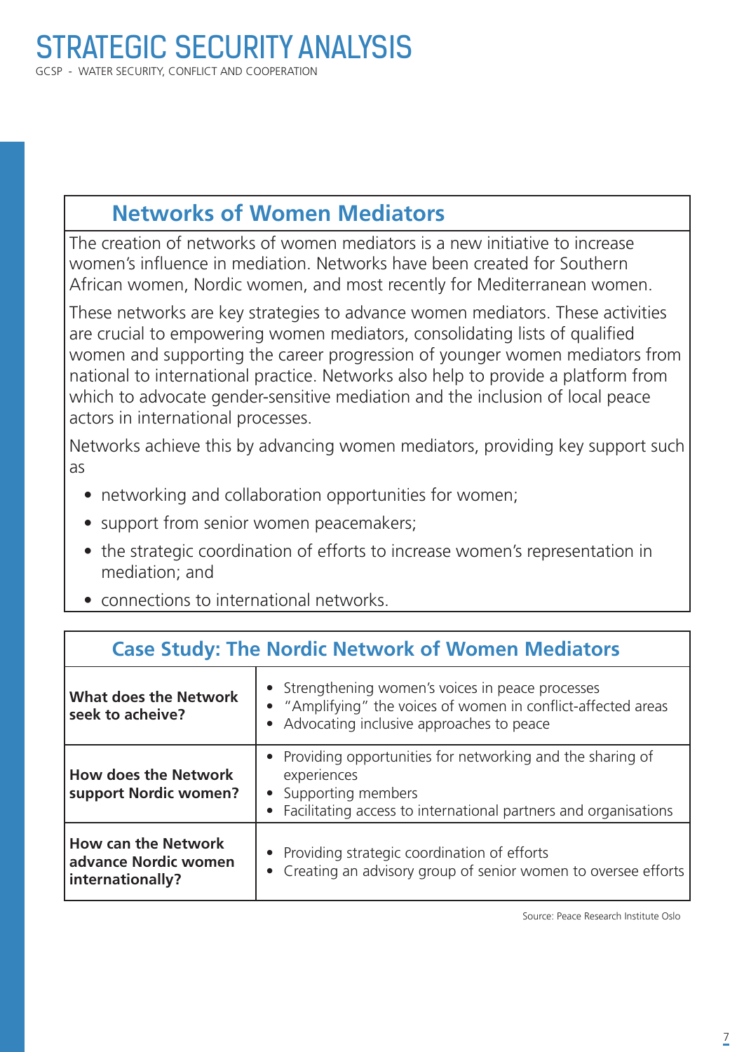## Networks of Women Mediators

The creation of networks of women mediators is a new initiative to increase women's influence in mediation. Networks have been created for Southern African women, Nordic women, and most recently for Mediterranean women.

These networks are key strategies to advance women mediators. These activities are crucial to empowering women mediators, consolidating lists of qualified women and supporting the career progression of younger women mediators from national to international practice. Networks also help to provide a platform from which to advocate gender-sensitive mediation and the inclusion of local peace actors in international processes.

Networks achieve this by advancing women mediators, providing key support such as

- networking and collaboration opportunities for women;
- support from senior women peacemakers;
- the strategic coordination of efforts to increase women's representation in mediation; and
- connections to international networks.

## Case Study: The Nordic Network of Women Mediators

| | |
|---|---|
| **What does the Network seek to acheive?** | • Strengthening women's voices in peace processes<br>• "Amplifying" the voices of women in conflict-affected areas<br>• Advocating inclusive approaches to peace |
| **How does the Network support Nordic women?** | • Providing opportunities for networking and the sharing of experiences<br>• Supporting members<br>• Facilitating access to international partners and organisations |
| **How can the Network advance Nordic women internationally?** | • Providing strategic coordination of efforts<br>• Creating an advisory group of senior women to oversee efforts |

Source: Peace Research Institute Oslo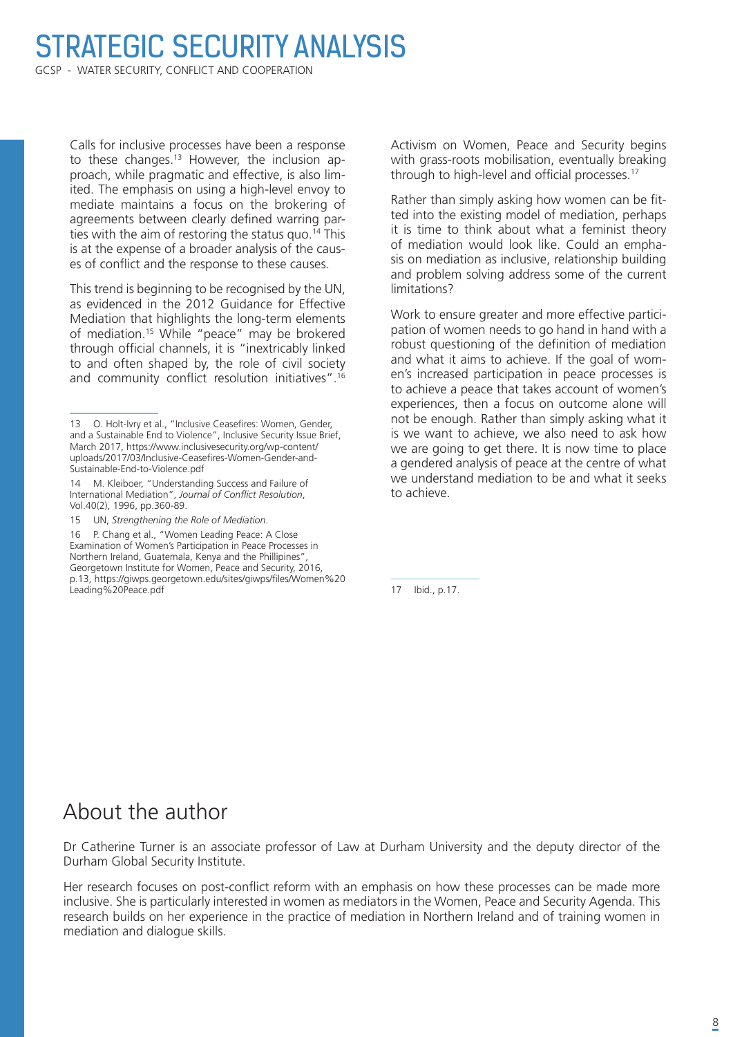Calls for inclusive processes have been a response to these changes.[13] However, the inclusion approach, while pragmatic and effective, is also limited. The emphasis on using a high-level envoy to mediate maintains a focus on the brokering of agreements between clearly defined warring parties with the aim of restoring the status quo.[14] This is at the expense of a broader analysis of the causes of conflict and the response to these causes.

This trend is beginning to be recognised by the UN, as evidenced in the 2012 Guidance for Effective Mediation that highlights the long-term elements of mediation.[15] While "peace" may be brokered through official channels, it is "inextricably linked to and often shaped by, the role of civil society and community conflict resolution initiatives".[16] Activism on Women, Peace and Security begins with grass-roots mobilisation, eventually breaking through to high-level and official processes.[17]

Rather than simply asking how women can be fitted into the existing model of mediation, perhaps it is time to think about what a feminist theory of mediation would look like. Could an emphasis on mediation as inclusive, relationship building and problem solving address some of the current limitations?

Work to ensure greater and more effective participation of women needs to go hand in hand with a robust questioning of the definition of mediation and what it aims to achieve. If the goal of women's increased participation in peace processes is to achieve a peace that takes account of women's experiences, then a focus on outcome alone will not be enough. Rather than simply asking what it is we want to achieve, we also need to ask how we are going to get there. It is now time to place a gendered analysis of peace at the centre of what we understand mediation to be and what it seeks to achieve.

13 O. Holt-Ivry et al., "Inclusive Ceasefires: Women, Gender, and a Sustainable End to Violence", Inclusive Security Issue Brief, March 2017, https://www.inclusivesecurity.org/wp-content/uploads/2017/03/Inclusive-Ceasefires-Women-Gender-and-Sustainable-End-to-Violence.pdf

14 M. Kleiboer, "Understanding Success and Failure of International Mediation", *Journal of Conflict Resolution*, Vol.40(2), 1996, pp.360-89.

15 UN, *Strengthening the Role of Mediation*.

16 P. Chang et al., "Women Leading Peace: A Close Examination of Women's Participation in Peace Processes in Northern Ireland, Guatemala, Kenya and the Phillipines", Georgetown Institute for Women, Peace and Security, 2016, p.13, https://giwps.georgetown.edu/sites/giwps/files/Women%20Leading%20Peace.pdf

17 Ibid., p.17.

## About the author

Dr Catherine Turner is an associate professor of Law at Durham University and the deputy director of the Durham Global Security Institute.

Her research focuses on post-conflict reform with an emphasis on how these processes can be made more inclusive. She is particularly interested in women as mediators in the Women, Peace and Security Agenda. This research builds on her experience in the practice of mediation in Northern Ireland and of training women in mediation and dialogue skills.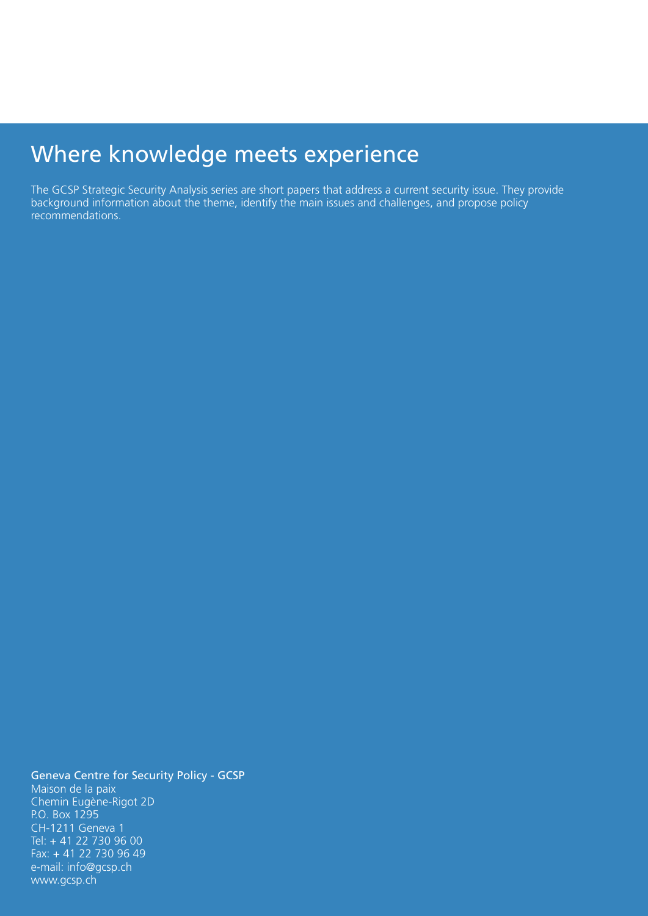# Where knowledge meets experience

The GCSP Strategic Security Analysis series are short papers that address a current security issue. They provide background information about the theme, identify the main issues and challenges, and propose policy recommendations.

Geneva Centre for Security Policy - GCSP
Maison de la paix
Chemin Eugène-Rigot 2D
P.O. Box 1295
CH-1211 Geneva 1
Tel: + 41 22 730 96 00
Fax: + 41 22 730 96 49
e-mail: info@gcsp.ch
www.gcsp.ch